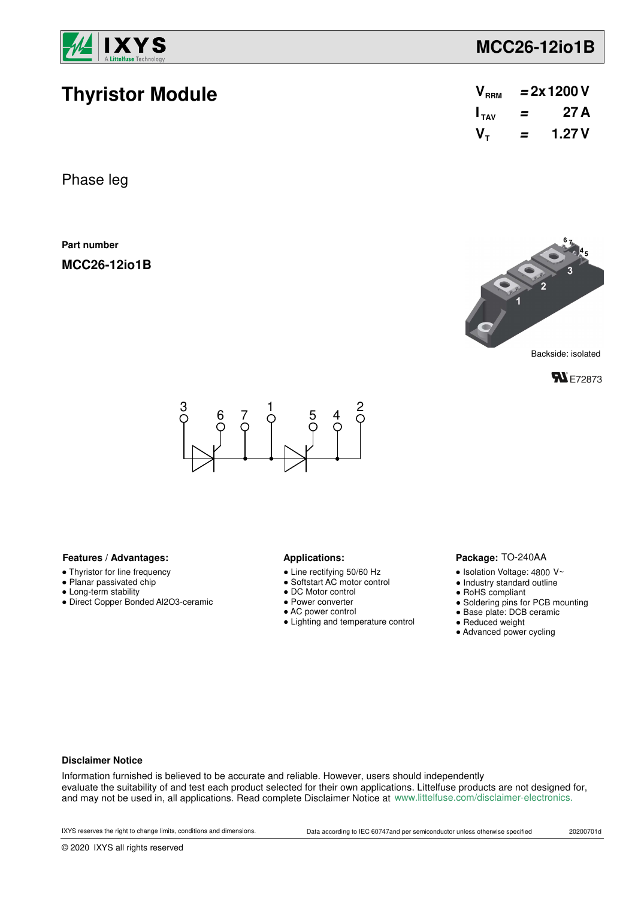# Thyristor Module

$V_{RRM}$ = 2x 1200 V
$I_{TAV}$ = 27 A
$V_T$ = 1.27 V

Phase leg

**Part number**

**MCC26-12io1B**

Backside: isolated

E72873

**Features / Advantages:**

- Thyristor for line frequency
- Planar passivated chip
- Long-term stability
- Direct Copper Bonded Al2O3-ceramic

**Applications:**

- Line rectifying 50/60 Hz
- Softstart AC motor control
- DC Motor control
- Power converter
- AC power control
- Lighting and temperature control

**Package:** TO-240AA

- Isolation Voltage: 4800 V~
- Industry standard outline
- RoHS compliant
- Soldering pins for PCB mounting
- Base plate: DCB ceramic
- Reduced weight
- Advanced power cycling

**Disclaimer Notice**

Information furnished is believed to be accurate and reliable. However, users should independently evaluate the suitability of and test each product selected for their own applications. Littelfuse products are not designed for, and may not be used in, all applications. Read complete Disclaimer Notice at www.littelfuse.com/disclaimer-electronics.

IXYS reserves the right to change limits, conditions and dimensions. Data according to IEC 60747and per semiconductor unless otherwise specified 20200701d

© 2020 IXYS all rights reserved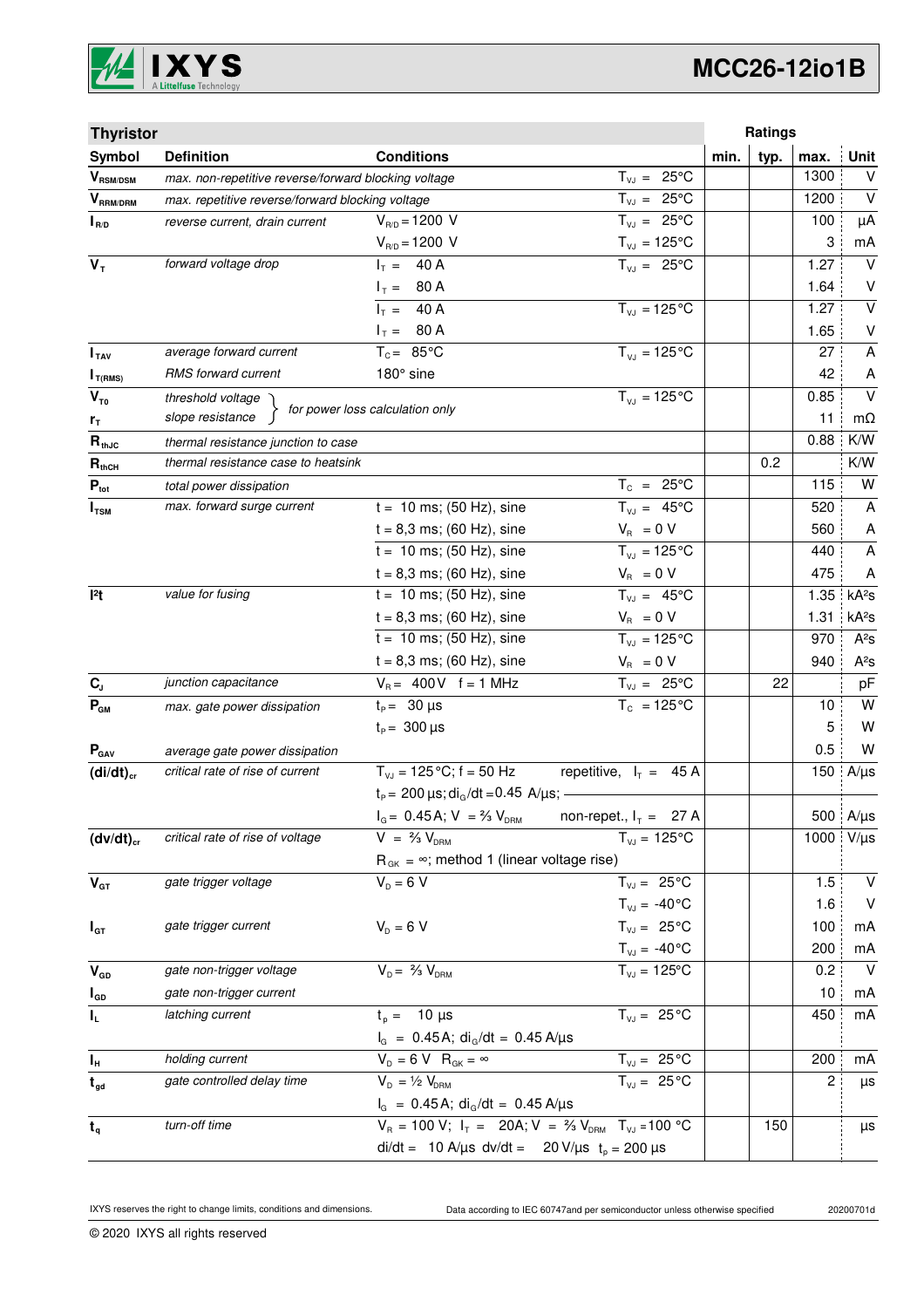## Thyristor

| Symbol | Definition | Conditions | | min. | typ. | max. | Unit |
|---|---|---|---|---|---|---|---|
| $V_{RSM/DSM}$ | max. non-repetitive reverse/forward blocking voltage | | $T_{VJ}$ = 25°C | | | 1300 | V |
| $V_{RRM/DRM}$ | max. repetitive reverse/forward blocking voltage | | $T_{VJ}$ = 25°C | | | 1200 | V |
| $I_{R/D}$ | reverse current, drain current | $V_{R/D}$ = 1200 V | $T_{VJ}$ = 25°C | | | 100 | µA |
| | | $V_{R/D}$ = 1200 V | $T_{VJ}$ = 125°C | | | 3 | mA |
| $V_T$ | forward voltage drop | $I_T$ = 40 A | $T_{VJ}$ = 25°C | | | 1.27 | V |
| | | $I_T$ = 80 A | | | | 1.64 | V |
| | | $I_T$ = 40 A | $T_{VJ}$ = 125°C | | | 1.27 | V |
| | | $I_T$ = 80 A | | | | 1.65 | V |
| $I_{TAV}$ | average forward current | $T_C$ = 85°C | $T_{VJ}$ = 125°C | | | 27 | A |
| $I_{T(RMS)}$ | RMS forward current | 180° sine | | | | 42 | A |
| $V_{T0}$ | threshold voltage | for power loss calculation only | $T_{VJ}$ = 125°C | | | 0.85 | V |
| $r_T$ | slope resistance | | | | | 11 | mΩ |
| $R_{thJC}$ | thermal resistance junction to case | | | | | 0.88 | K/W |
| $R_{thCH}$ | thermal resistance case to heatsink | | | | 0.2 | | K/W |
| $P_{tot}$ | total power dissipation | | $T_C$ = 25°C | | | 115 | W |
| $I_{TSM}$ | max. forward surge current | t = 10 ms; (50 Hz), sine | $T_{VJ}$ = 45°C | | | 520 | A |
| | | t = 8,3 ms; (60 Hz), sine | $V_R$ = 0 V | | | 560 | A |
| | | t = 10 ms; (50 Hz), sine | $T_{VJ}$ = 125°C | | | 440 | A |
| | | t = 8,3 ms; (60 Hz), sine | $V_R$ = 0 V | | | 475 | A |
| $I^2t$ | value for fusing | t = 10 ms; (50 Hz), sine | $T_{VJ}$ = 45°C | | | 1.35 | kA²s |
| | | t = 8,3 ms; (60 Hz), sine | $V_R$ = 0 V | | | 1.31 | kA²s |
| | | t = 10 ms; (50 Hz), sine | $T_{VJ}$ = 125°C | | | 970 | A²s |
| | | t = 8,3 ms; (60 Hz), sine | $V_R$ = 0 V | | | 940 | A²s |
| $C_J$ | junction capacitance | $V_R$ = 400 V f = 1 MHz | $T_{VJ}$ = 25°C | | 22 | | pF |
| $P_{GM}$ | max. gate power dissipation | $t_P$ = 30 µs | $T_C$ = 125°C | | | 10 | W |
| | | $t_P$ = 300 µs | | | | 5 | W |
| $P_{GAV}$ | average gate power dissipation | | | | | 0.5 | W |
| $(di/dt)_{cr}$ | critical rate of rise of current | $T_{VJ}$ = 125°C; f = 50 Hz; $t_P$ = 200 µs; $di_G/dt$ = 0.45 A/µs; $I_G$ = 0.45 A; V = ⅔ $V_{DRM}$ | repetitive, $I_T$ = 45 A | | | 150 | A/µs |
| | | | non-repet., $I_T$ = 27 A | | | 500 | A/µs |
| $(dv/dt)_{cr}$ | critical rate of rise of voltage | V = ⅔ $V_{DRM}$; $R_{GK}$ = ∞; method 1 (linear voltage rise) | $T_{VJ}$ = 125°C | | | 1000 | V/µs |
| $V_{GT}$ | gate trigger voltage | $V_D$ = 6 V | $T_{VJ}$ = 25°C | | | 1.5 | V |
| | | | $T_{VJ}$ = -40°C | | | 1.6 | V |
| $I_{GT}$ | gate trigger current | $V_D$ = 6 V | $T_{VJ}$ = 25°C | | | 100 | mA |
| | | | $T_{VJ}$ = -40°C | | | 200 | mA |
| $V_{GD}$ | gate non-trigger voltage | $V_D$ = ⅔ $V_{DRM}$ | $T_{VJ}$ = 125°C | | | 0.2 | V |
| $I_{GD}$ | gate non-trigger current | | | | | 10 | mA |
| $I_L$ | latching current | $t_p$ = 10 µs; $I_G$ = 0.45 A; $di_G/dt$ = 0.45 A/µs | $T_{VJ}$ = 25°C | | | 450 | mA |
| $I_H$ | holding current | $V_D$ = 6 V $R_{GK}$ = ∞ | $T_{VJ}$ = 25°C | | | 200 | mA |
| $t_{gd}$ | gate controlled delay time | $V_D$ = ½ $V_{DRM}$; $I_G$ = 0.45 A; $di_G/dt$ = 0.45 A/µs | $T_{VJ}$ = 25°C | | | 2 | µs |
| $t_q$ | turn-off time | $V_R$ = 100 V; $I_T$ = 20A; V = ⅔ $V_{DRM}$; di/dt = 10 A/µs dv/dt = 20 V/µs $t_p$ = 200 µs | $T_{VJ}$ = 100 °C | | 150 | | µs |

IXYS reserves the right to change limits, conditions and dimensions.

Data according to IEC 60747and per semiconductor unless otherwise specified

20200701d

© 2020 IXYS all rights reserved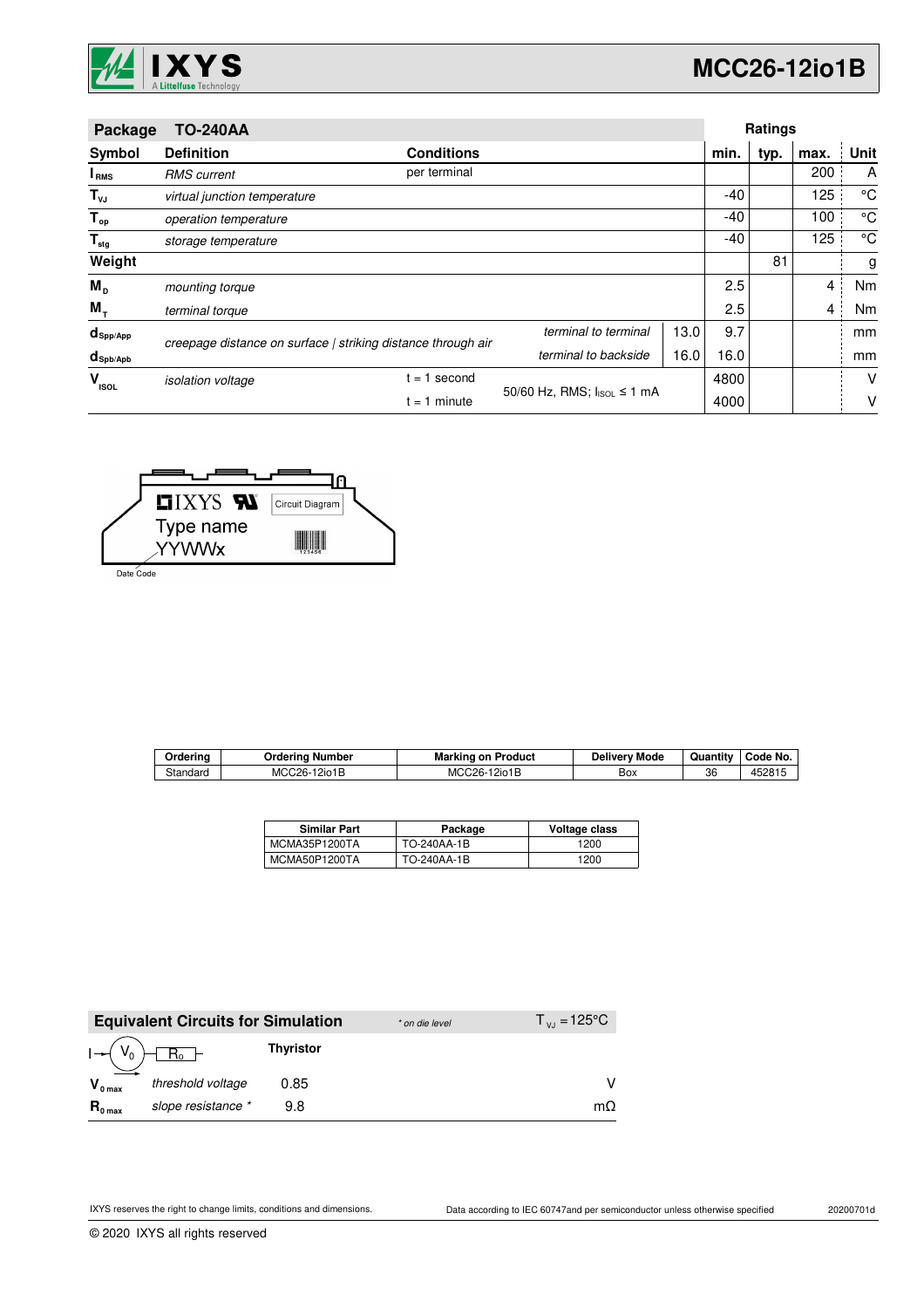| Package | TO-240AA | | | | Ratings | | | |
|---|---|---|---|---|---|---|---|---|
| **Symbol** | **Definition** | **Conditions** | | | **min.** | **typ.** | **max.** | **Unit** |
| $I_{RMS}$ | *RMS current* | per terminal | | | | | 200 | A |
| $T_{VJ}$ | *virtual junction temperature* | | | | -40 | | 125 | °C |
| $T_{op}$ | *operation temperature* | | | | -40 | | 100 | °C |
| $T_{stg}$ | *storage temperature* | | | | -40 | | 125 | °C |
| **Weight** | | | | | | 81 | | g |
| $M_D$ | *mounting torque* | | | | 2.5 | | 4 | Nm |
| $M_T$ | *terminal torque* | | | | 2.5 | | 4 | Nm |
| $d_{Spp/App}$ | *creepage distance on surface \| striking distance through air* | | *terminal to terminal* | 13.0 | 9.7 | | | mm |
| $d_{Spb/Apb}$ | | | *terminal to backside* | 16.0 | 16.0 | | | mm |
| $V_{ISOL}$ | *isolation voltage* | t = 1 second | 50/60 Hz, RMS; $I_{ISOL} \leq 1$ mA | | 4800 | | | V |
| | | t = 1 minute | | | 4000 | | | V |

IXYS Type name YYWWx Circuit Diagram 123456

Date Code

| Ordering | Ordering Number | Marking on Product | Delivery Mode | Quantity | Code No. |
|---|---|---|---|---|---|
| Standard | MCC26-12io1B | MCC26-12io1B | Box | 36 | 452815 |

| Similar Part | Package | Voltage class |
|---|---|---|
| MCMA35P1200TA | TO-240AA-1B | 1200 |
| MCMA50P1200TA | TO-240AA-1B | 1200 |

| **Equivalent Circuits for Simulation** | | *\* on die level* | $T_{VJ} = 125°C$ |
|---|---|---|---|
| $I \rightarrow (V_0) - [R_0]$ | | **Thyristor** | |
| $V_{0\,max}$ | *threshold voltage* | 0.85 | V |
| $R_{0\,max}$ | *slope resistance \** | 9.8 | mΩ |

IXYS reserves the right to change limits, conditions and dimensions.

Data according to IEC 60747and per semiconductor unless otherwise specified

20200701d

© 2020 IXYS all rights reserved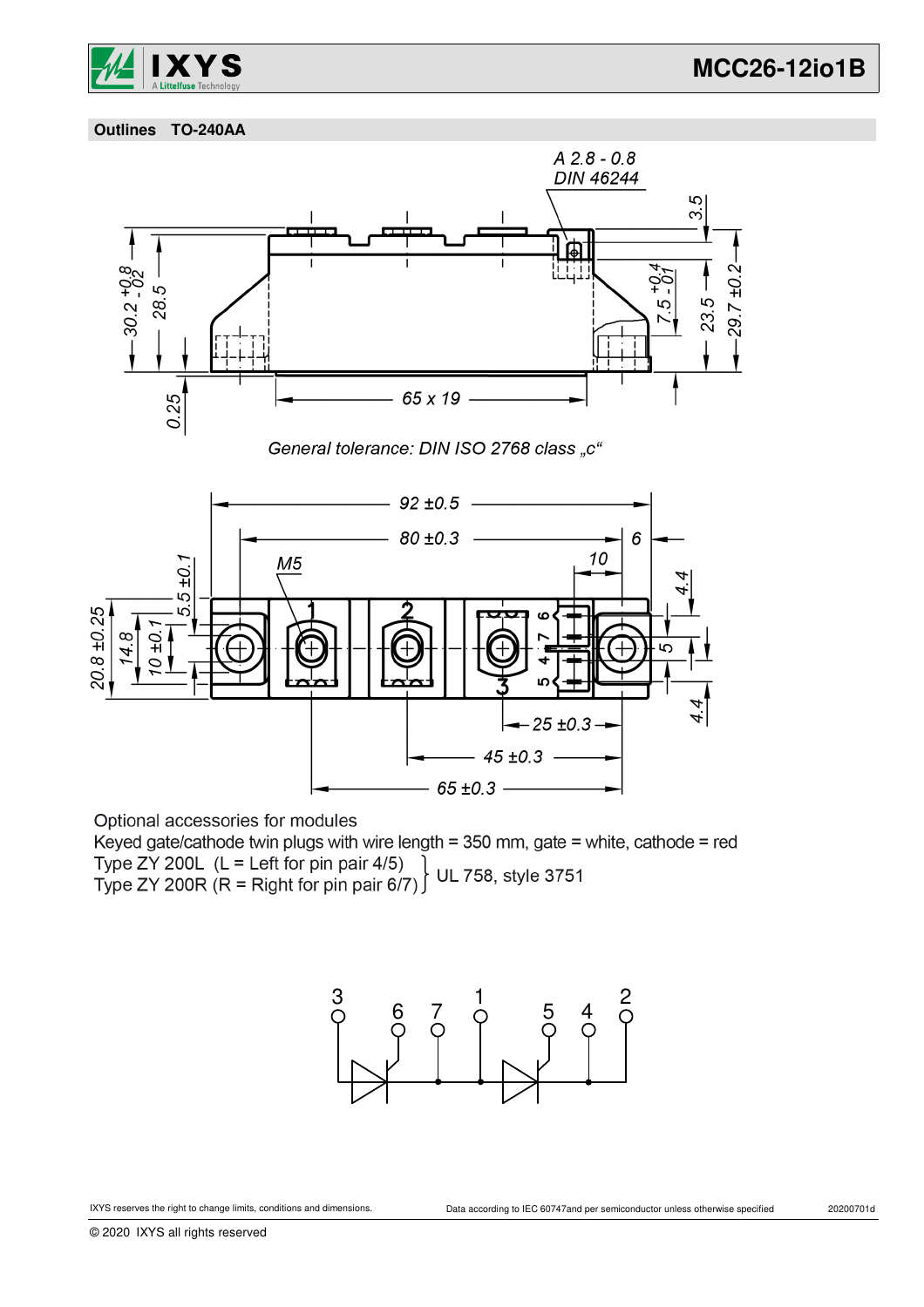## Outlines TO-240AA

General tolerance: DIN ISO 2768 class „c"

Optional accessories for modules
Keyed gate/cathode twin plugs with wire length = 350 mm, gate = white, cathode = red
Type ZY 200L (L = Left for pin pair 4/5)
Type ZY 200R (R = Right for pin pair 6/7) } UL 758, style 3751

IXYS reserves the right to change limits, conditions and dimensions. Data according to IEC 60747and per semiconductor unless otherwise specified 20200701d

© 2020 IXYS all rights reserved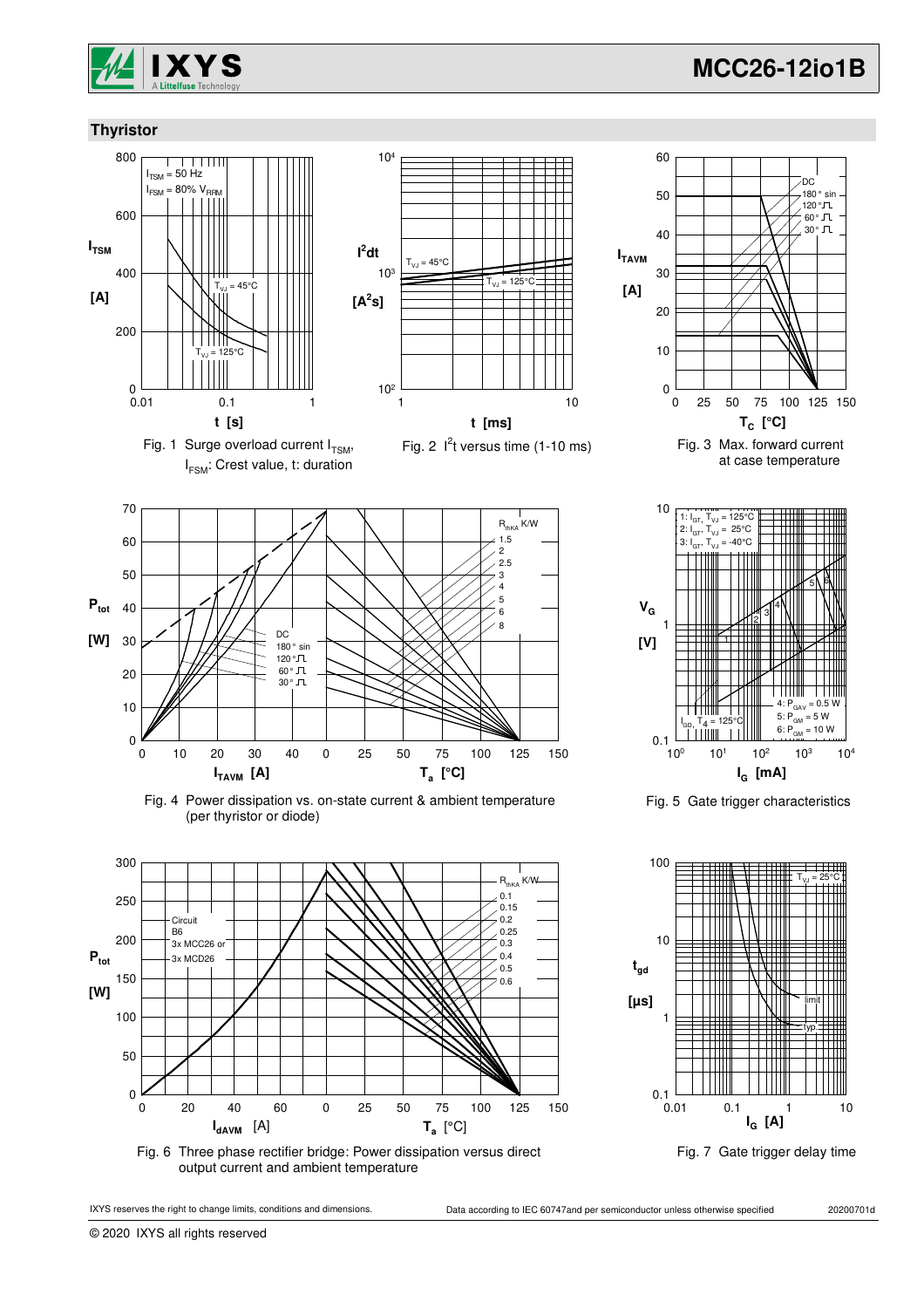## Thyristor

Fig. 1 Surge overload current $I_{TSM}$, $I_{FSM}$: Crest value, t: duration

Fig. 2 $I^2t$ versus time (1-10 ms)

Fig. 3 Max. forward current at case temperature

Fig. 4 Power dissipation vs. on-state current & ambient temperature (per thyristor or diode)

Fig. 5 Gate trigger characteristics

Fig. 6 Three phase rectifier bridge: Power dissipation versus direct output current and ambient temperature

Fig. 7 Gate trigger delay time

IXYS reserves the right to change limits, conditions and dimensions. Data according to IEC 60747and per semiconductor unless otherwise specified 20200701d

© 2020 IXYS all rights reserved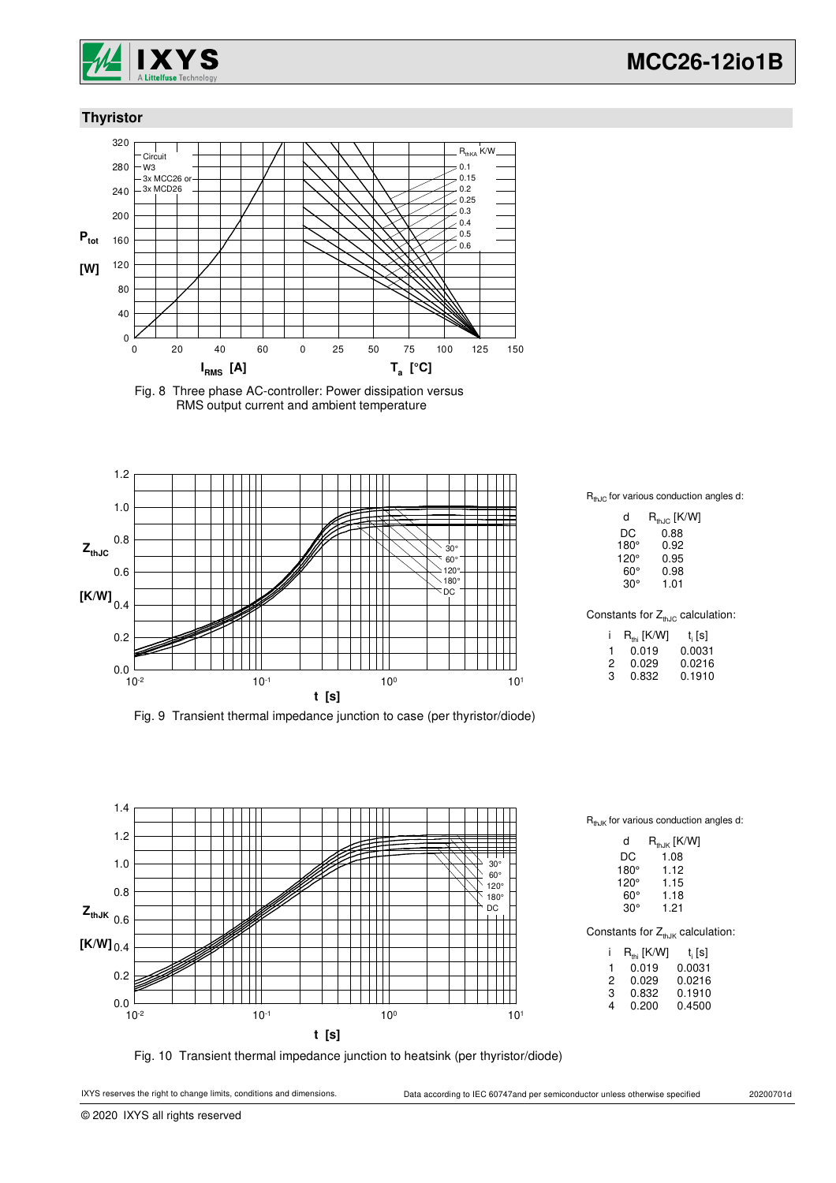## Thyristor

320
280
240
200
160
120
80
40
0

$P_{tot}$

[W]

Circuit
W3
3x MCC26 or
3x MCD26

0 20 40 60

$I_{RMS}$ [A]

$R_{thKA}$ K/W
0.1
0.15
0.2
0.25
0.3
0.4
0.5
0.6

0 25 50 75 100 125 150

$T_a$ [°C]

Fig. 8 Three phase AC-controller: Power dissipation versus RMS output current and ambient temperature

1.2
1.0
0.8
0.6
0.4
0.2
0.0

$Z_{thJC}$

[K/W]

30°
60°
120°
180°
DC

$10^{-2}$ $10^{-1}$ $10^{0}$ $10^{1}$

t [s]

Fig. 9 Transient thermal impedance junction to case (per thyristor/diode)

$R_{thJC}$ for various conduction angles d:

| d | $R_{thJC}$ [K/W] |
|---|---|
| DC | 0.88 |
| 180° | 0.92 |
| 120° | 0.95 |
| 60° | 0.98 |
| 30° | 1.01 |

Constants for $Z_{thJC}$ calculation:

| i | $R_{thi}$ [K/W] | $t_i$ [s] |
|---|---|---|
| 1 | 0.019 | 0.0031 |
| 2 | 0.029 | 0.0216 |
| 3 | 0.832 | 0.1910 |

1.4
1.2
1.0
0.8
0.6
0.4
0.2
0.0

$Z_{thJK}$

[K/W]

30°
60°
120°
180°
DC

$10^{-2}$ $10^{-1}$ $10^{0}$ $10^{1}$

t [s]

Fig. 10 Transient thermal impedance junction to heatsink (per thyristor/diode)

$R_{thJK}$ for various conduction angles d:

| d | $R_{thJK}$ [K/W] |
|---|---|
| DC | 1.08 |
| 180° | 1.12 |
| 120° | 1.15 |
| 60° | 1.18 |
| 30° | 1.21 |

Constants for $Z_{thJK}$ calculation:

| i | $R_{thi}$ [K/W] | $t_i$ [s] |
|---|---|---|
| 1 | 0.019 | 0.0031 |
| 2 | 0.029 | 0.0216 |
| 3 | 0.832 | 0.1910 |
| 4 | 0.200 | 0.4500 |

IXYS reserves the right to change limits, conditions and dimensions.

Data according to IEC 60747and per semiconductor unless otherwise specified

20200701d

© 2020 IXYS all rights reserved